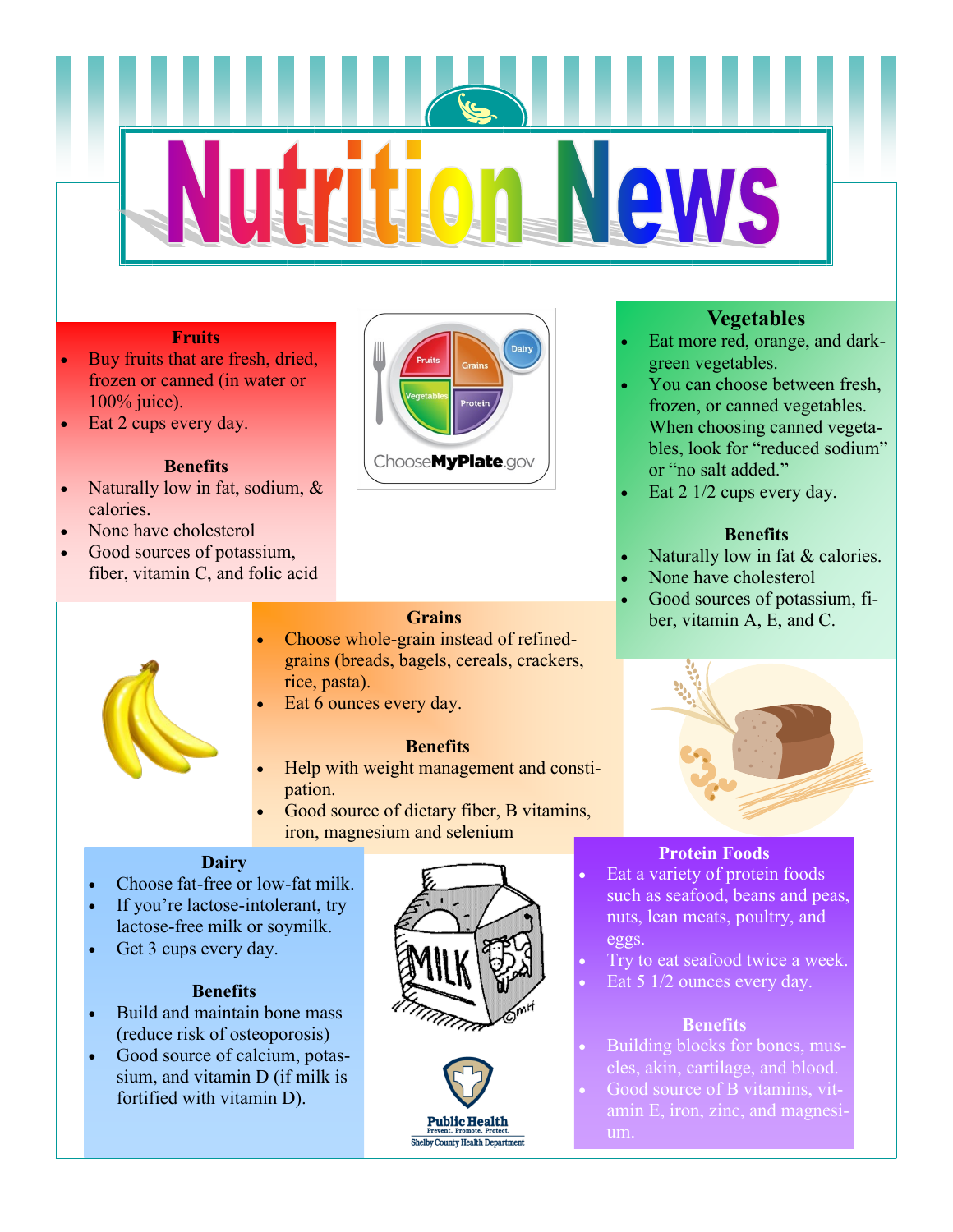# Nutrition News

## Fruits

- Buy fruits that are fresh, dried, frozen or canned (in water or 100% juice).
- Eat 2 cups every day.

### Benefits

- Naturally low in fat, sodium, & calories.
- None have cholesterol
- Good sources of potassium, fiber, vitamin C, and folic acid

## Vegetables

- Eat more red, orange, and dark-green vegetables.
- You can choose between fresh, frozen, or canned vegetables. When choosing canned vegetables, look for "reduced sodium" or "no salt added."
- Eat 2 1/2 cups every day.

### Benefits

- Naturally low in fat & calories.
- None have cholesterol
- Good sources of potassium, fiber, vitamin A, E, and C.

## Grains

- Choose whole-grain instead of refined-grains (breads, bagels, cereals, crackers, rice, pasta).
- Eat 6 ounces every day.

### Benefits

- Help with weight management and constipation.
- Good source of dietary fiber, B vitamins, iron, magnesium and selenium

## Dairy

- Choose fat-free or low-fat milk.
- If you're lactose-intolerant, try lactose-free milk or soymilk.
- Get 3 cups every day.

### Benefits

- Build and maintain bone mass (reduce risk of osteoporosis)
- Good source of calcium, potassium, and vitamin D (if milk is fortified with vitamin D).

## Protein Foods

- Eat a variety of protein foods such as seafood, beans and peas, nuts, lean meats, poultry, and eggs.
- Try to eat seafood twice a week.
- Eat 5 1/2 ounces every day.

### Benefits

- Building blocks for bones, muscles, akin, cartilage, and blood.
- Good source of B vitamins, vitamin E, iron, zinc, and magnesium.

Public Health
Prevent. Promote. Protect.
Shelby County Health Department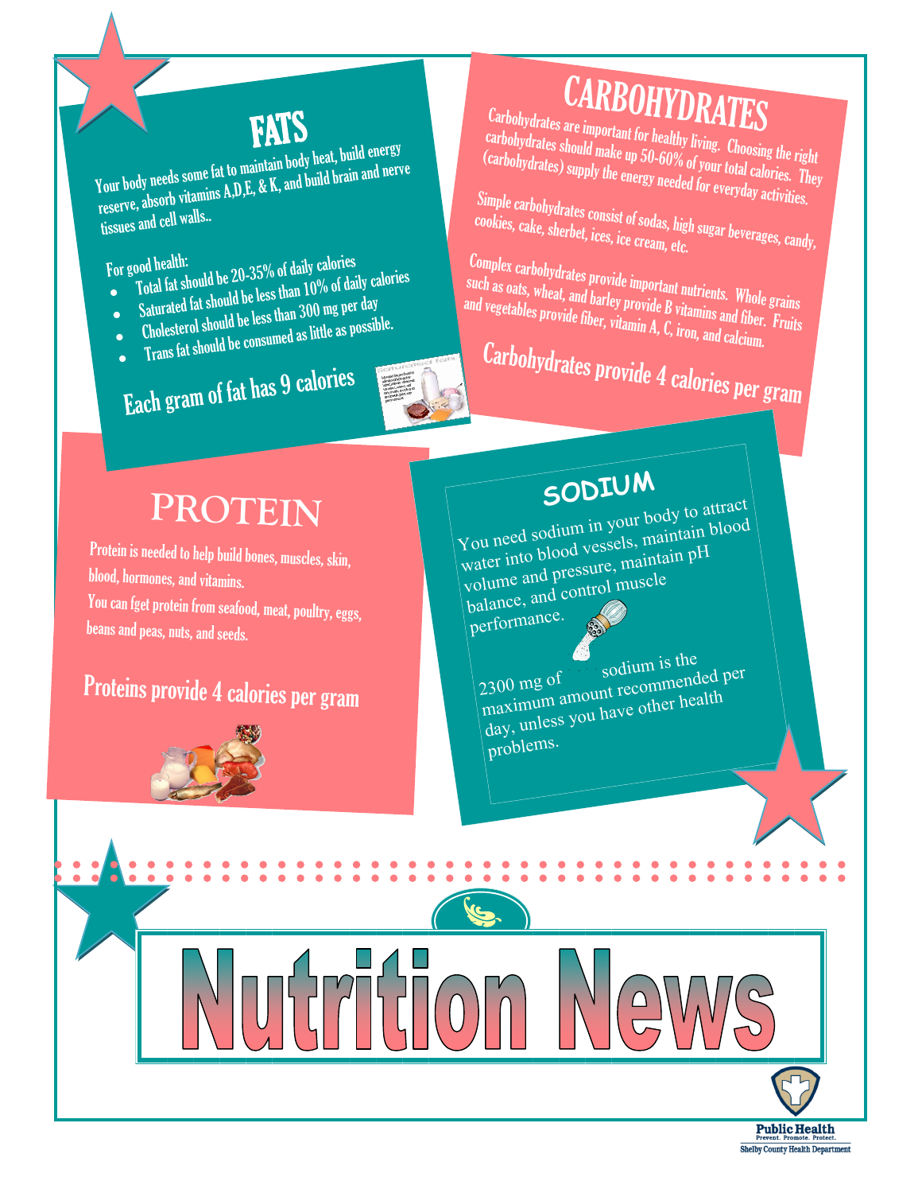## FATS

Your body needs some fat to maintain body heat, build energy reserve, absorb vitamins A,D,E, & K, and build brain and nerve tissues and cell walls..

For good health:

- Total fat should be 20-35% of daily calories
- Saturated fat should be less than 10% of daily calories
- Cholesterol should be less than 300 mg per day
- Trans fat should be consumed as little as possible.

Each gram of fat has 9 calories

## CARBOHYDRATES

Carbohydrates are important for healthy living. Choosing the right carbohydrates should make up 50-60% of your total calories. They (carbohydrates) supply the energy needed for everyday activities.

Simple carbohydrates consist of sodas, high sugar beverages, candy, cookies, cake, sherbet, ices, ice cream, etc.

Complex carbohydrates provide important nutrients. Whole grains such as oats, wheat, and barley provide B vitamins and fiber. Fruits and vegetables provide fiber, vitamin A, C, iron, and calcium.

Carbohydrates provide 4 calories per gram

## PROTEIN

Protein is needed to help build bones, muscles, skin, blood, hormones, and vitamins.

You can fget protein from seafood, meat, poultry, eggs, beans and peas, nuts, and seeds.

Proteins provide 4 calories per gram

## SODIUM

You need sodium in your body to attract water into blood vessels, maintain blood volume and pressure, maintain pH balance, and control muscle performance.

2300 mg of sodium is the maximum amount recommended per day, unless you have other health problems.

# Nutrition News

Public Health
Prevent. Promote. Protect.
Shelby County Health Department